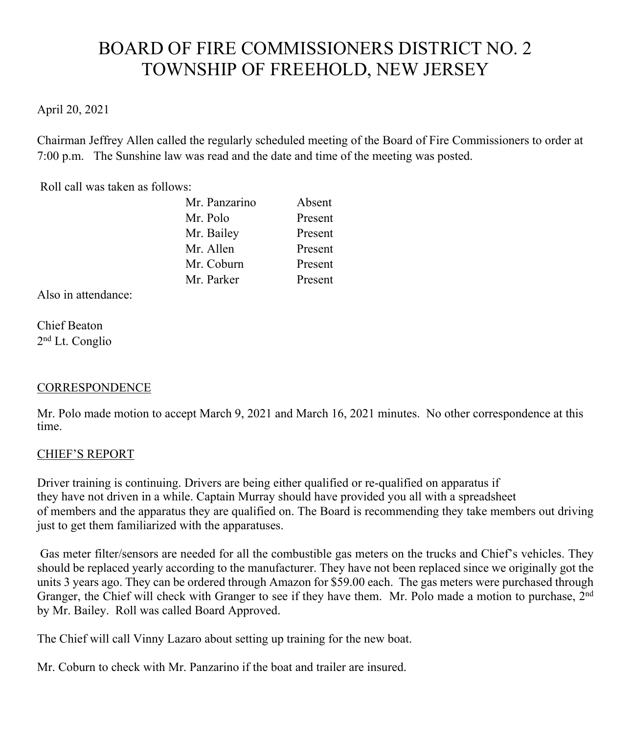# BOARD OF FIRE COMMISSIONERS DISTRICT NO. 2
# TOWNSHIP OF FREEHOLD, NEW JERSEY

April 20, 2021

Chairman Jeffrey Allen called the regularly scheduled meeting of the Board of Fire Commissioners to order at 7:00 p.m. The Sunshine law was read and the date and time of the meeting was posted.

Roll call was taken as follows:

| | |
|---|---|
| Mr. Panzarino | Absent |
| Mr. Polo | Present |
| Mr. Bailey | Present |
| Mr. Allen | Present |
| Mr. Coburn | Present |
| Mr. Parker | Present |

Also in attendance:

Chief Beaton
2nd Lt. Conglio

## CORRESPONDENCE

Mr. Polo made motion to accept March 9, 2021 and March 16, 2021 minutes. No other correspondence at this time.

## CHIEF'S REPORT

Driver training is continuing. Drivers are being either qualified or re-qualified on apparatus if they have not driven in a while. Captain Murray should have provided you all with a spreadsheet of members and the apparatus they are qualified on. The Board is recommending they take members out driving just to get them familiarized with the apparatuses.

Gas meter filter/sensors are needed for all the combustible gas meters on the trucks and Chief's vehicles. They should be replaced yearly according to the manufacturer. They have not been replaced since we originally got the units 3 years ago. They can be ordered through Amazon for $59.00 each. The gas meters were purchased through Granger, the Chief will check with Granger to see if they have them. Mr. Polo made a motion to purchase, 2nd by Mr. Bailey. Roll was called Board Approved.

The Chief will call Vinny Lazaro about setting up training for the new boat.

Mr. Coburn to check with Mr. Panzarino if the boat and trailer are insured.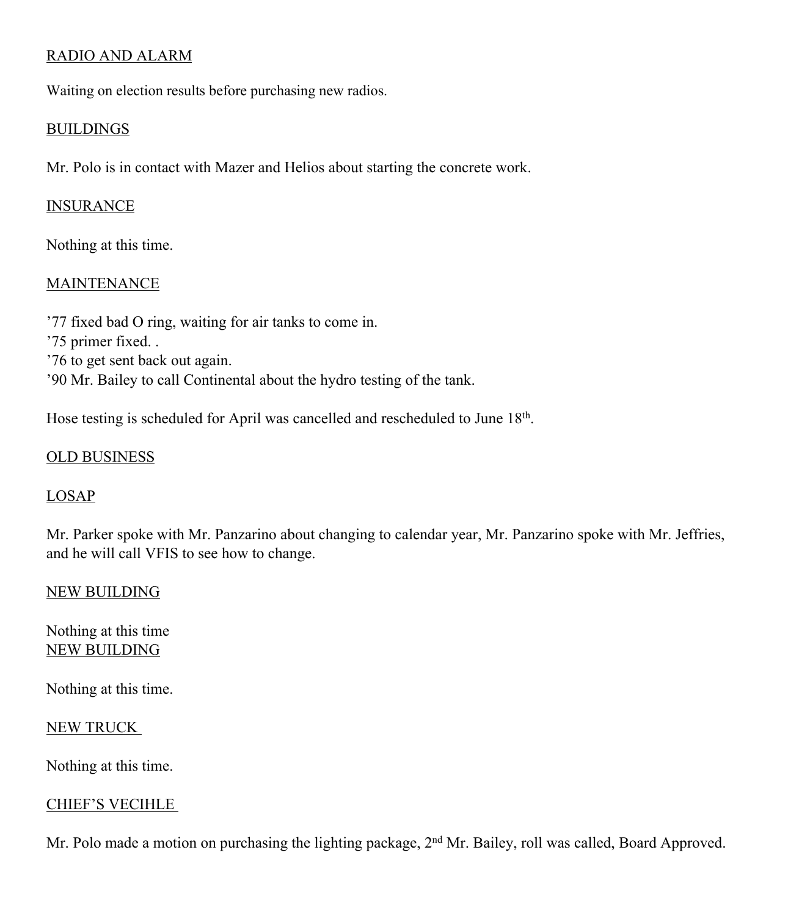RADIO AND ALARM

Waiting on election results before purchasing new radios.

BUILDINGS

Mr. Polo is in contact with Mazer and Helios about starting the concrete work.

INSURANCE

Nothing at this time.

MAINTENANCE

’77 fixed bad O ring, waiting for air tanks to come in.
’75 primer fixed. .
’76 to get sent back out again.
’90 Mr. Bailey to call Continental about the hydro testing of the tank.

Hose testing is scheduled for April was cancelled and rescheduled to June 18th.

OLD BUSINESS

LOSAP

Mr. Parker spoke with Mr. Panzarino about changing to calendar year, Mr. Panzarino spoke with Mr. Jeffries, and he will call VFIS to see how to change.

NEW BUILDING

Nothing at this time

NEW BUILDING

Nothing at this time.

NEW TRUCK

Nothing at this time.

CHIEF’S VECIHLE

Mr. Polo made a motion on purchasing the lighting package, 2nd Mr. Bailey, roll was called, Board Approved.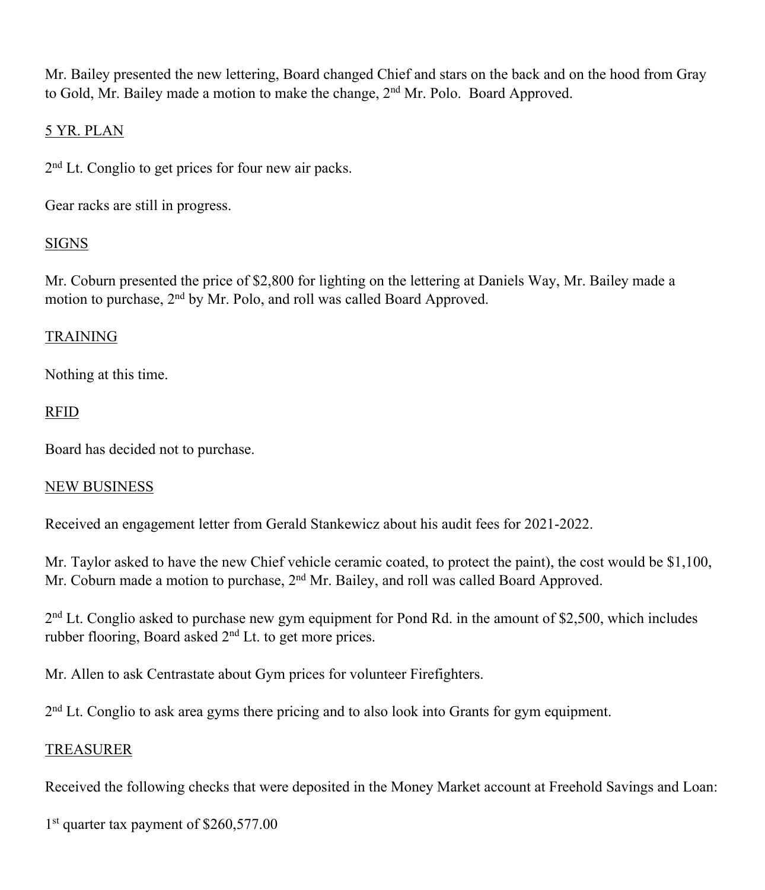Mr. Bailey presented the new lettering, Board changed Chief and stars on the back and on the hood from Gray to Gold, Mr. Bailey made a motion to make the change, 2nd Mr. Polo. Board Approved.

<u>5 YR. PLAN</u>

2nd Lt. Conglio to get prices for four new air packs.

Gear racks are still in progress.

<u>SIGNS</u>

Mr. Coburn presented the price of $2,800 for lighting on the lettering at Daniels Way, Mr. Bailey made a motion to purchase, 2nd by Mr. Polo, and roll was called Board Approved.

<u>TRAINING</u>

Nothing at this time.

<u>RFID</u>

Board has decided not to purchase.

<u>NEW BUSINESS</u>

Received an engagement letter from Gerald Stankewicz about his audit fees for 2021-2022.

Mr. Taylor asked to have the new Chief vehicle ceramic coated, to protect the paint), the cost would be $1,100, Mr. Coburn made a motion to purchase, 2nd Mr. Bailey, and roll was called Board Approved.

2nd Lt. Conglio asked to purchase new gym equipment for Pond Rd. in the amount of $2,500, which includes rubber flooring, Board asked 2nd Lt. to get more prices.

Mr. Allen to ask Centrastate about Gym prices for volunteer Firefighters.

2nd Lt. Conglio to ask area gyms there pricing and to also look into Grants for gym equipment.

<u>TREASURER</u>

Received the following checks that were deposited in the Money Market account at Freehold Savings and Loan:

1st quarter tax payment of $260,577.00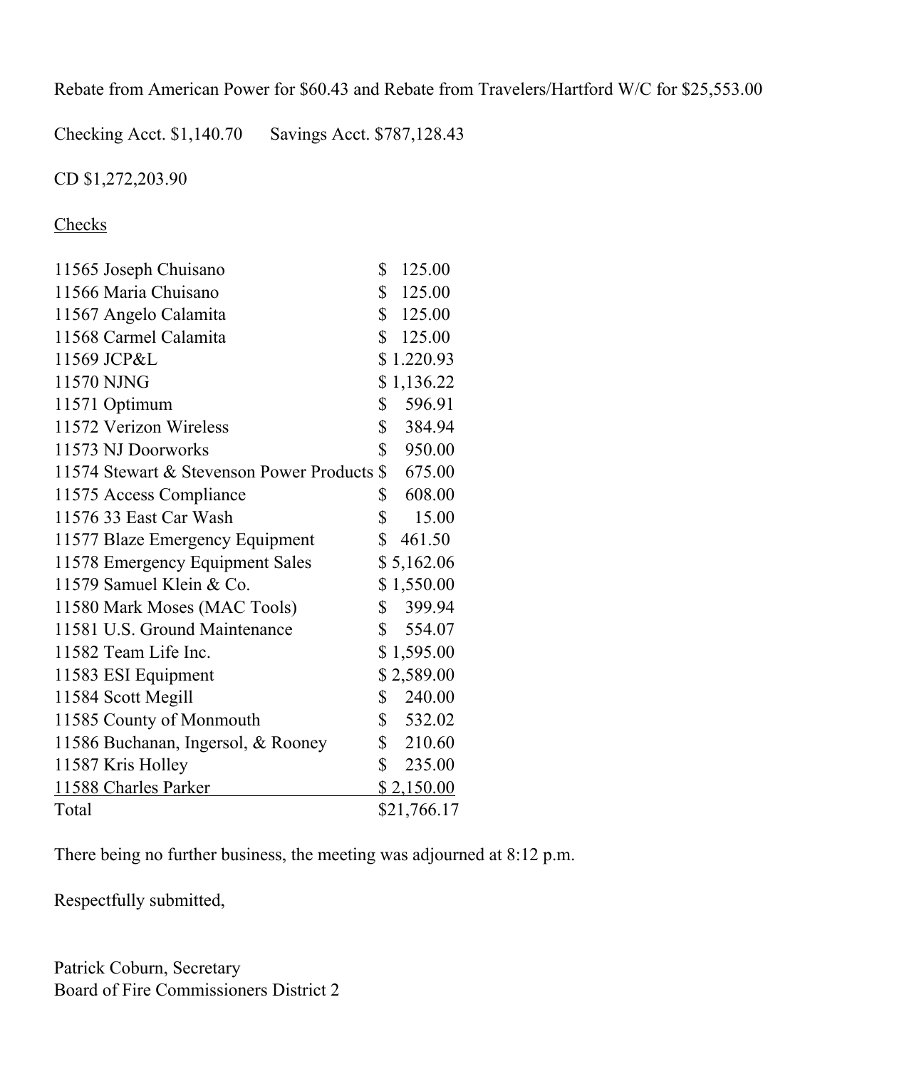Rebate from American Power for $60.43 and Rebate from Travelers/Hartford W/C for $25,553.00

Checking Acct. $1,140.70 Savings Acct. $787,128.43

CD $1,272,203.90

Checks

| | |
|---|---|
| 11565 Joseph Chuisano | $ 125.00 |
| 11566 Maria Chuisano | $ 125.00 |
| 11567 Angelo Calamita | $ 125.00 |
| 11568 Carmel Calamita | $ 125.00 |
| 11569 JCP&L | $ 1.220.93 |
| 11570 NJNG | $ 1,136.22 |
| 11571 Optimum | $ 596.91 |
| 11572 Verizon Wireless | $ 384.94 |
| 11573 NJ Doorworks | $ 950.00 |
| 11574 Stewart & Stevenson Power Products | $ 675.00 |
| 11575 Access Compliance | $ 608.00 |
| 11576 33 East Car Wash | $ 15.00 |
| 11577 Blaze Emergency Equipment | $ 461.50 |
| 11578 Emergency Equipment Sales | $ 5,162.06 |
| 11579 Samuel Klein & Co. | $ 1,550.00 |
| 11580 Mark Moses (MAC Tools) | $ 399.94 |
| 11581 U.S. Ground Maintenance | $ 554.07 |
| 11582 Team Life Inc. | $ 1,595.00 |
| 11583 ESI Equipment | $ 2,589.00 |
| 11584 Scott Megill | $ 240.00 |
| 11585 County of Monmouth | $ 532.02 |
| 11586 Buchanan, Ingersol, & Rooney | $ 210.60 |
| 11587 Kris Holley | $ 235.00 |
| 11588 Charles Parker | $ 2,150.00 |
| Total | $21,766.17 |

There being no further business, the meeting was adjourned at 8:12 p.m.

Respectfully submitted,

Patrick Coburn, Secretary
Board of Fire Commissioners District 2